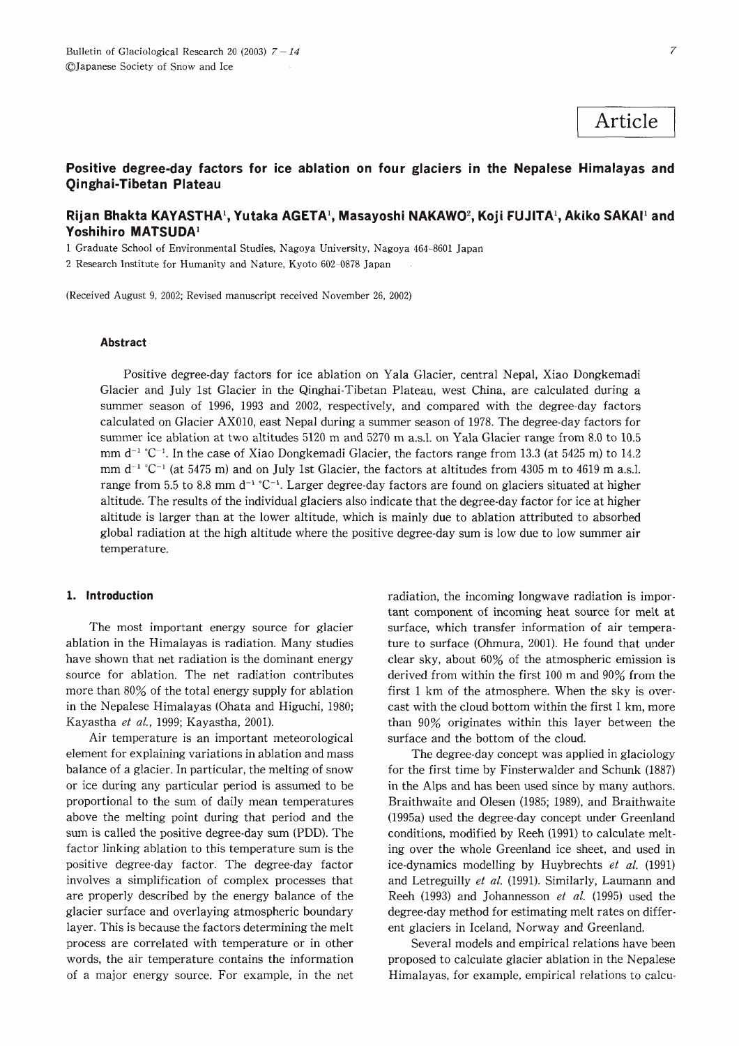Article

# Positive degree-day factors for ice ablation on four glaciers in the Nepalese Himalayas and Qinghai-Tibetan Plateau

**Rijan Bhakta KAYASTHA[1], Yutaka AGETA[1], Masayoshi NAKAWO[2], Koji FUJITA[1], Akiko SAKAI[1] and Yoshihiro MATSUDA[1]**

1 Graduate School of Environmental Studies, Nagoya University, Nagoya 464-8601 Japan

2 Research Institute for Humanity and Nature, Kyoto 602-0878 Japan

(Received August 9, 2002; Revised manuscript received November 26, 2002)

### Abstract

Positive degree-day factors for ice ablation on Yala Glacier, central Nepal, Xiao Dongkemadi Glacier and July 1st Glacier in the Qinghai-Tibetan Plateau, west China, are calculated during a summer season of 1996, 1993 and 2002, respectively, and compared with the degree-day factors calculated on Glacier AX010, east Nepal during a summer season of 1978. The degree-day factors for summer ice ablation at two altitudes 5120 m and 5270 m a.s.l. on Yala Glacier range from 8.0 to 10.5 mm $d^{-1}$ $°C^{-1}$. In the case of Xiao Dongkemadi Glacier, the factors range from 13.3 (at 5425 m) to 14.2 mm $d^{-1}$ $°C^{-1}$ (at 5475 m) and on July 1st Glacier, the factors at altitudes from 4305 m to 4619 m a.s.l. range from 5.5 to 8.8 mm $d^{-1}$ $°C^{-1}$. Larger degree-day factors are found on glaciers situated at higher altitude. The results of the individual glaciers also indicate that the degree-day factor for ice at higher altitude is larger than at the lower altitude, which is mainly due to ablation attributed to absorbed global radiation at the high altitude where the positive degree-day sum is low due to low summer air temperature.

## 1. Introduction

The most important energy source for glacier ablation in the Himalayas is radiation. Many studies have shown that net radiation is the dominant energy source for ablation. The net radiation contributes more than 80% of the total energy supply for ablation in the Nepalese Himalayas (Ohata and Higuchi, 1980; Kayastha *et al.*, 1999; Kayastha, 2001).

Air temperature is an important meteorological element for explaining variations in ablation and mass balance of a glacier. In particular, the melting of snow or ice during any particular period is assumed to be proportional to the sum of daily mean temperatures above the melting point during that period and the sum is called the positive degree-day sum (PDD). The factor linking ablation to this temperature sum is the positive degree-day factor. The degree-day factor involves a simplification of complex processes that are properly described by the energy balance of the glacier surface and overlaying atmospheric boundary layer. This is because the factors determining the melt process are correlated with temperature or in other words, the air temperature contains the information of a major energy source. For example, in the net radiation, the incoming longwave radiation is important component of incoming heat source for melt at surface, which transfer information of air temperature to surface (Ohmura, 2001). He found that under clear sky, about 60% of the atmospheric emission is derived from within the first 100 m and 90% from the first 1 km of the atmosphere. When the sky is overcast with the cloud bottom within the first 1 km, more than 90% originates within this layer between the surface and the bottom of the cloud.

The degree-day concept was applied in glaciology for the first time by Finsterwalder and Schunk (1887) in the Alps and has been used since by many authors. Braithwaite and Olesen (1985; 1989), and Braithwaite (1995a) used the degree-day concept under Greenland conditions, modified by Reeh (1991) to calculate melting over the whole Greenland ice sheet, and used in ice-dynamics modelling by Huybrechts *et al.* (1991) and Letreguilly *et al.* (1991). Similarly, Laumann and Reeh (1993) and Johannesson *et al.* (1995) used the degree-day method for estimating melt rates on different glaciers in Iceland, Norway and Greenland.

Several models and empirical relations have been proposed to calculate glacier ablation in the Nepalese Himalayas, for example, empirical relations to calcu-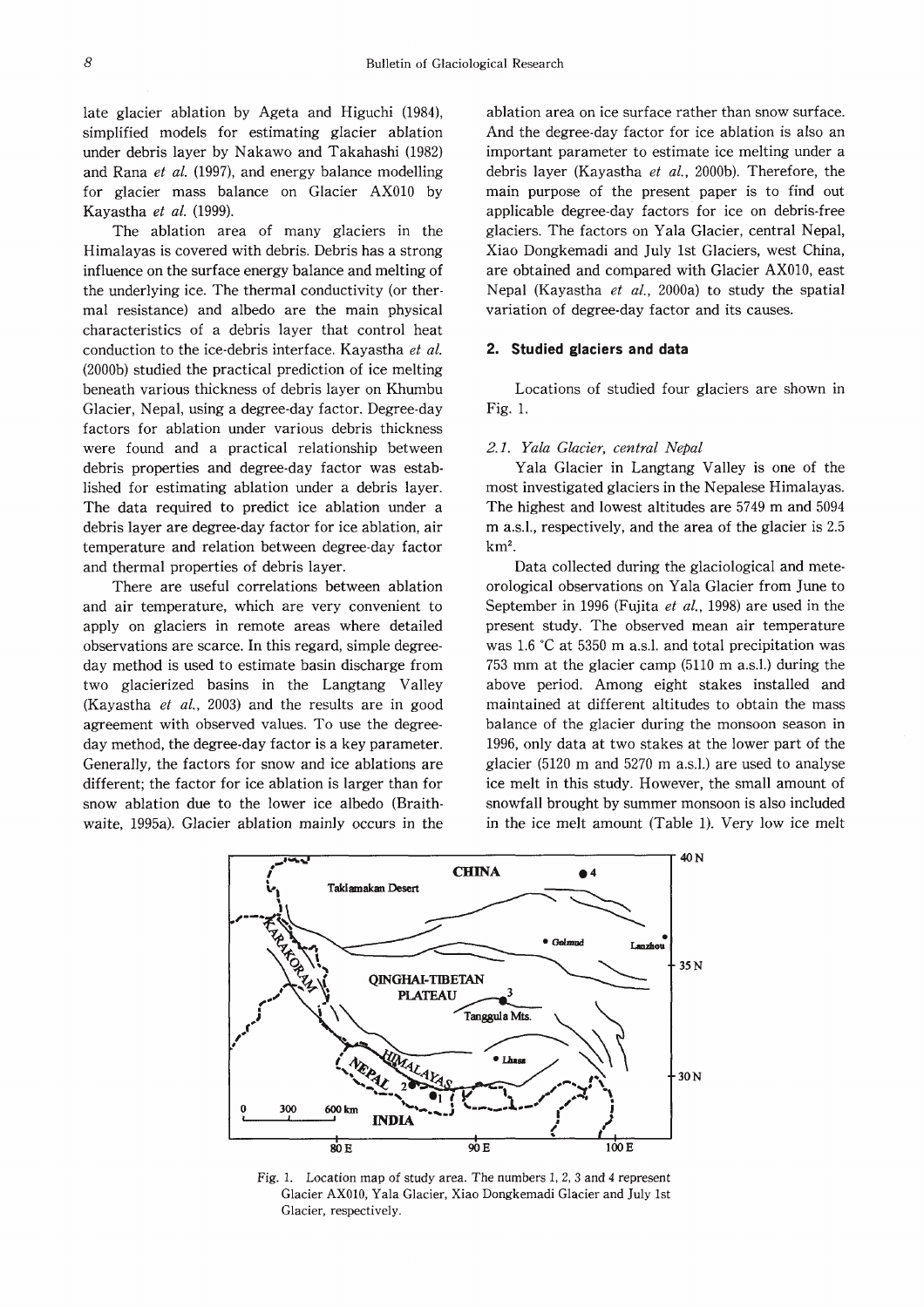late glacier ablation by Ageta and Higuchi (1984), simplified models for estimating glacier ablation under debris layer by Nakawo and Takahashi (1982) and Rana *et al.* (1997), and energy balance modelling for glacier mass balance on Glacier AX010 by Kayastha *et al.* (1999).

The ablation area of many glaciers in the Himalayas is covered with debris. Debris has a strong influence on the surface energy balance and melting of the underlying ice. The thermal conductivity (or thermal resistance) and albedo are the main physical characteristics of a debris layer that control heat conduction to the ice-debris interface. Kayastha *et al.* (2000b) studied the practical prediction of ice melting beneath various thickness of debris layer on Khumbu Glacier, Nepal, using a degree-day factor. Degree-day factors for ablation under various debris thickness were found and a practical relationship between debris properties and degree-day factor was established for estimating ablation under a debris layer. The data required to predict ice ablation under a debris layer are degree-day factor for ice ablation, air temperature and relation between degree-day factor and thermal properties of debris layer.

There are useful correlations between ablation and air temperature, which are very convenient to apply on glaciers in remote areas where detailed observations are scarce. In this regard, simple degree-day method is used to estimate basin discharge from two glacierized basins in the Langtang Valley (Kayastha *et al.*, 2003) and the results are in good agreement with observed values. To use the degree-day method, the degree-day factor is a key parameter. Generally, the factors for snow and ice ablations are different; the factor for ice ablation is larger than for snow ablation due to the lower ice albedo (Braithwaite, 1995a). Glacier ablation mainly occurs in the ablation area on ice surface rather than snow surface. And the degree-day factor for ice ablation is also an important parameter to estimate ice melting under a debris layer (Kayastha *et al.*, 2000b). Therefore, the main purpose of the present paper is to find out applicable degree-day factors for ice on debris-free glaciers. The factors on Yala Glacier, central Nepal, Xiao Dongkemadi and July 1st Glaciers, west China, are obtained and compared with Glacier AX010, east Nepal (Kayastha *et al.*, 2000a) to study the spatial variation of degree-day factor and its causes.

## 2. Studied glaciers and data

Locations of studied four glaciers are shown in Fig. 1.

### 2.1. Yala Glacier, central Nepal

Yala Glacier in Langtang Valley is one of the most investigated glaciers in the Nepalese Himalayas. The highest and lowest altitudes are 5749 m and 5094 m a.s.l., respectively, and the area of the glacier is 2.5 km$^2$.

Data collected during the glaciological and meteorological observations on Yala Glacier from June to September in 1996 (Fujita *et al.*, 1998) are used in the present study. The observed mean air temperature was 1.6 °C at 5350 m a.s.l. and total precipitation was 753 mm at the glacier camp (5110 m a.s.l.) during the above period. Among eight stakes installed and maintained at different altitudes to obtain the mass balance of the glacier during the monsoon season in 1996, only data at two stakes at the lower part of the glacier (5120 m and 5270 m a.s.l.) are used to analyse ice melt in this study. However, the small amount of snowfall brought by summer monsoon is also included in the ice melt amount (Table 1). Very low ice melt

CHINA
Taklamakan Desert
KARAKORAM
Golmud
Lanzhou
QINGHAI-TIBETAN PLATEAU
Tanggula Mts.
Lhasa
NEPAL
HIMALAYAS
INDIA
0 300 600 km
40 N
35 N
30 N
80 E
90 E
100 E
1
2
3
4

Fig. 1. Location map of study area. The numbers 1, 2, 3 and 4 represent Glacier AX010, Yala Glacier, Xiao Dongkemadi Glacier and July 1st Glacier, respectively.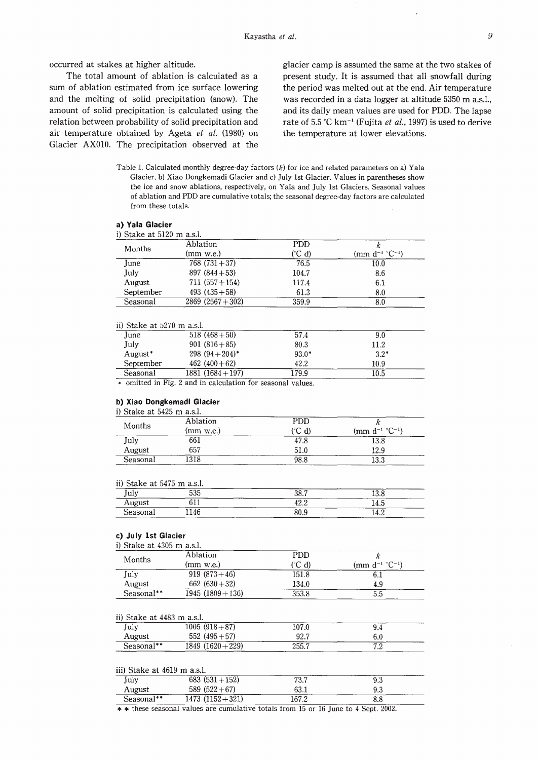occurred at stakes at higher altitude.

The total amount of ablation is calculated as a sum of ablation estimated from ice surface lowering and the melting of solid precipitation (snow). The amount of solid precipitation is calculated using the relation between probability of solid precipitation and air temperature obtained by Ageta *et al.* (1980) on Glacier AX010. The precipitation observed at the glacier camp is assumed the same at the two stakes of present study. It is assumed that all snowfall during the period was melted out at the end. Air temperature was recorded in a data logger at altitude 5350 m a.s.l., and its daily mean values are used for PDD. The lapse rate of 5.5 °C km$^{-1}$ (Fujita *et al.*, 1997) is used to derive the temperature at lower elevations.

Table 1. Calculated monthly degree-day factors ($k$) for ice and related parameters on a) Yala Glacier, b) Xiao Dongkemadi Glacier and c) July 1st Glacier. Values in parentheses show the ice and snow ablations, respectively, on Yala and July 1st Glaciers. Seasonal values of ablation and PDD are cumulative totals; the seasonal degree-day factors are calculated from these totals.

**a) Yala Glacier**

i) Stake at 5120 m a.s.l.

| Months | Ablation (mm w.e.) | PDD (°C d) | $k$ (mm d$^{-1}$ °C$^{-1}$) |
|---|---|---|---|
| June | 768 (731+37) | 76.5 | 10.0 |
| July | 897 (844+53) | 104.7 | 8.6 |
| August | 711 (557+154) | 117.4 | 6.1 |
| September | 493 (435+58) | 61.3 | 8.0 |
| Seasonal | 2869 (2567+302) | 359.9 | 8.0 |

ii) Stake at 5270 m a.s.l.

| Months | Ablation (mm w.e.) | PDD (°C d) | $k$ (mm d$^{-1}$ °C$^{-1}$) |
|---|---|---|---|
| June | 518 (468+50) | 57.4 | 9.0 |
| July | 901 (816+85) | 80.3 | 11.2 |
| August* | 298 (94+204)* | 93.0* | 3.2* |
| September | 462 (400+62) | 42.2 | 10.9 |
| Seasonal | 1881 (1684+197) | 179.9 | 10.5 |

\* omitted in Fig. 2 and in calculation for seasonal values.

**b) Xiao Dongkemadi Glacier**

i) Stake at 5425 m a.s.l.

| Months | Ablation (mm w.e.) | PDD (°C d) | $k$ (mm d$^{-1}$ °C$^{-1}$) |
|---|---|---|---|
| July | 661 | 47.8 | 13.8 |
| August | 657 | 51.0 | 12.9 |
| Seasonal | 1318 | 98.8 | 13.3 |

ii) Stake at 5475 m a.s.l.

| Months | Ablation (mm w.e.) | PDD (°C d) | $k$ (mm d$^{-1}$ °C$^{-1}$) |
|---|---|---|---|
| July | 535 | 38.7 | 13.8 |
| August | 611 | 42.2 | 14.5 |
| Seasonal | 1146 | 80.9 | 14.2 |

**c) July 1st Glacier**

i) Stake at 4305 m a.s.l.

| Months | Ablation (mm w.e.) | PDD (°C d) | $k$ (mm d$^{-1}$ °C$^{-1}$) |
|---|---|---|---|
| July | 919 (873+46) | 151.8 | 6.1 |
| August | 662 (630+32) | 134.0 | 4.9 |
| Seasonal** | 1945 (1809+136) | 353.8 | 5.5 |

ii) Stake at 4483 m a.s.l.

| Months | Ablation (mm w.e.) | PDD (°C d) | $k$ (mm d$^{-1}$ °C$^{-1}$) |
|---|---|---|---|
| July | 1005 (918+87) | 107.0 | 9.4 |
| August | 552 (495+57) | 92.7 | 6.0 |
| Seasonal** | 1849 (1620+229) | 255.7 | 7.2 |

iii) Stake at 4619 m a.s.l.

| Months | Ablation (mm w.e.) | PDD (°C d) | $k$ (mm d$^{-1}$ °C$^{-1}$) |
|---|---|---|---|
| July | 683 (531+152) | 73.7 | 9.3 |
| August | 589 (522+67) | 63.1 | 9.3 |
| Seasonal** | 1473 (1152+321) | 167.2 | 8.8 |

\*\* these seasonal values are cumulative totals from 15 or 16 June to 4 Sept. 2002.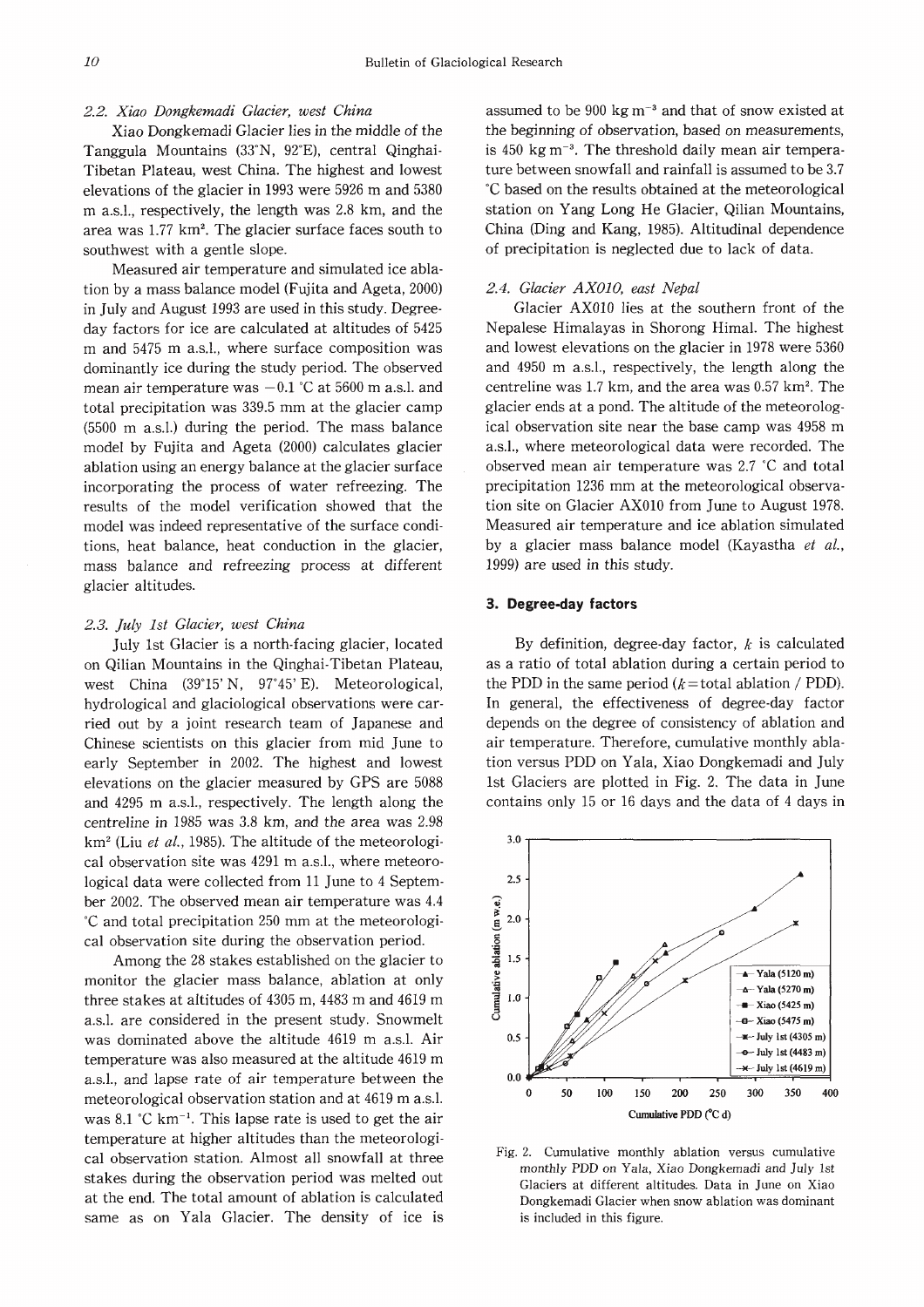### 2.2. *Xiao Dongkemadi Glacier, west China*

Xiao Dongkemadi Glacier lies in the middle of the Tanggula Mountains (33°N, 92°E), central Qinghai-Tibetan Plateau, west China. The highest and lowest elevations of the glacier in 1993 were 5926 m and 5380 m a.s.l., respectively, the length was 2.8 km, and the area was 1.77 km$^2$. The glacier surface faces south to southwest with a gentle slope.

Measured air temperature and simulated ice ablation by a mass balance model (Fujita and Ageta, 2000) in July and August 1993 are used in this study. Degree-day factors for ice are calculated at altitudes of 5425 m and 5475 m a.s.l., where surface composition was dominantly ice during the study period. The observed mean air temperature was −0.1 °C at 5600 m a.s.l. and total precipitation was 339.5 mm at the glacier camp (5500 m a.s.l.) during the period. The mass balance model by Fujita and Ageta (2000) calculates glacier ablation using an energy balance at the glacier surface incorporating the process of water refreezing. The results of the model verification showed that the model was indeed representative of the surface conditions, heat balance, heat conduction in the glacier, mass balance and refreezing process at different glacier altitudes.

### 2.3. *July 1st Glacier, west China*

July 1st Glacier is a north-facing glacier, located on Qilian Mountains in the Qinghai-Tibetan Plateau, west China (39°15' N, 97°45' E). Meteorological, hydrological and glaciological observations were carried out by a joint research team of Japanese and Chinese scientists on this glacier from mid June to early September in 2002. The highest and lowest elevations on the glacier measured by GPS are 5088 and 4295 m a.s.l., respectively. The length along the centreline in 1985 was 3.8 km, and the area was 2.98 km$^2$ (Liu *et al.*, 1985). The altitude of the meteorological observation site was 4291 m a.s.l., where meteorological data were collected from 11 June to 4 September 2002. The observed mean air temperature was 4.4 °C and total precipitation 250 mm at the meteorological observation site during the observation period.

Among the 28 stakes established on the glacier to monitor the glacier mass balance, ablation at only three stakes at altitudes of 4305 m, 4483 m and 4619 m a.s.l. are considered in the present study. Snowmelt was dominated above the altitude 4619 m a.s.l. Air temperature was also measured at the altitude 4619 m a.s.l., and lapse rate of air temperature between the meteorological observation station and at 4619 m a.s.l. was 8.1 °C km$^{-1}$. This lapse rate is used to get the air temperature at higher altitudes than the meteorological observation station. Almost all snowfall at three stakes during the observation period was melted out at the end. The total amount of ablation is calculated same as on Yala Glacier. The density of ice is assumed to be 900 kg m$^{-3}$ and that of snow existed at the beginning of observation, based on measurements, is 450 kg m$^{-3}$. The threshold daily mean air temperature between snowfall and rainfall is assumed to be 3.7 °C based on the results obtained at the meteorological station on Yang Long He Glacier, Qilian Mountains, China (Ding and Kang, 1985). Altitudinal dependence of precipitation is neglected due to lack of data.

### 2.4. *Glacier AX010, east Nepal*

Glacier AX010 lies at the southern front of the Nepalese Himalayas in Shorong Himal. The highest and lowest elevations on the glacier in 1978 were 5360 and 4950 m a.s.l., respectively, the length along the centreline was 1.7 km, and the area was 0.57 km$^2$. The glacier ends at a pond. The altitude of the meteorological observation site near the base camp was 4958 m a.s.l., where meteorological data were recorded. The observed mean air temperature was 2.7 °C and total precipitation 1236 mm at the meteorological observation site on Glacier AX010 from June to August 1978. Measured air temperature and ice ablation simulated by a glacier mass balance model (Kayastha *et al.*, 1999) are used in this study.

## 3. Degree-day factors

By definition, degree-day factor, $k$ is calculated as a ratio of total ablation during a certain period to the PDD in the same period ($k$ = total ablation / PDD). In general, the effectiveness of degree-day factor depends on the degree of consistency of ablation and air temperature. Therefore, cumulative monthly ablation versus PDD on Yala, Xiao Dongkemadi and July 1st Glaciers are plotted in Fig. 2. The data in June contains only 15 or 16 days and the data of 4 days in

Cumulative ablation (m w.e.)
0.0
0.5
1.0
1.5
2.0
2.5
3.0
Cumulative PDD (°C d)
0
50
100
150
200
250
300
350
400
Yala (5120 m)
Yala (5270 m)
Xiao (5425 m)
Xiao (5475 m)
July 1st (4305 m)
July 1st (4483 m)
July 1st (4619 m)

Fig. 2. Cumulative monthly ablation versus cumulative monthly PDD on Yala, Xiao Dongkemadi and July 1st Glaciers at different altitudes. Data in June on Xiao Dongkemadi Glacier when snow ablation was dominant is included in this figure.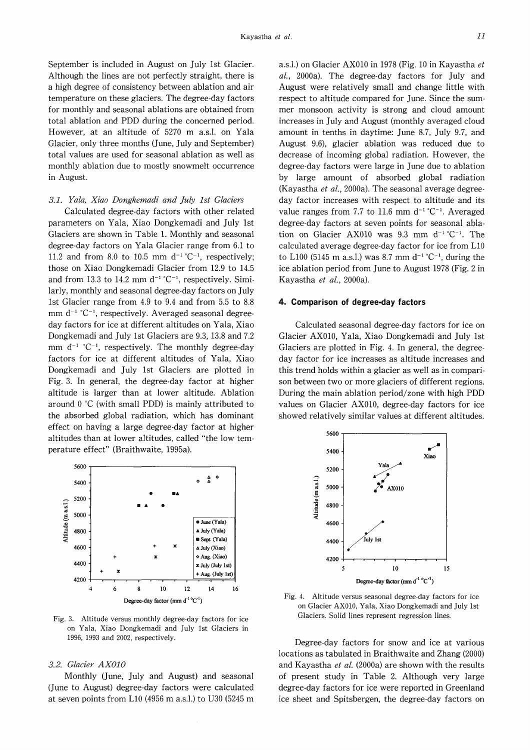September is included in August on July 1st Glacier. Although the lines are not perfectly straight, there is a high degree of consistency between ablation and air temperature on these glaciers. The degree-day factors for monthly and seasonal ablations are obtained from total ablation and PDD during the concerned period. However, at an altitude of 5270 m a.s.l. on Yala Glacier, only three months (June, July and September) total values are used for seasonal ablation as well as monthly ablation due to mostly snowmelt occurrence in August.

### 3.1. *Yala, Xiao Dongkemadi and July 1st Glaciers*

Calculated degree-day factors with other related parameters on Yala, Xiao Dongkemadi and July 1st Glaciers are shown in Table 1. Monthly and seasonal degree-day factors on Yala Glacier range from 6.1 to 11.2 and from 8.0 to 10.5 mm $d^{-1}$ °$C^{-1}$, respectively; those on Xiao Dongkemadi Glacier from 12.9 to 14.5 and from 13.3 to 14.2 mm $d^{-1}$ °$C^{-1}$, respectively. Similarly, monthly and seasonal degree-day factors on July 1st Glacier range from 4.9 to 9.4 and from 5.5 to 8.8 mm $d^{-1}$ °$C^{-1}$, respectively. Averaged seasonal degree-day factors for ice at different altitudes on Yala, Xiao Dongkemadi and July 1st Glaciers are 9.3, 13.8 and 7.2 mm $d^{-1}$ °$C^{-1}$, respectively. The monthly degree-day factors for ice at different altitudes of Yala, Xiao Dongkemadi and July 1st Glaciers are plotted in Fig. 3. In general, the degree-day factor at higher altitude is larger than at lower altitude. Ablation around 0 °C (with small PDD) is mainly attributed to the absorbed global radiation, which has dominant effect on having a large degree-day factor at higher altitudes than at lower altitudes, called "the low temperature effect" (Braithwaite, 1995a).

Fig. 3. Altitude versus monthly degree-day factors for ice on Yala, Xiao Dongkemadi and July 1st Glaciers in 1996, 1993 and 2002, respectively.

### 3.2. *Glacier AX010*

Monthly (June, July and August) and seasonal (June to August) degree-day factors were calculated at seven points from L10 (4956 m a.s.l.) to U30 (5245 m a.s.l.) on Glacier AX010 in 1978 (Fig. 10 in Kayastha *et al.*, 2000a). The degree-day factors for July and August were relatively small and change little with respect to altitude compared for June. Since the summer monsoon activity is strong and cloud amount increases in July and August (monthly averaged cloud amount in tenths in daytime: June 8.7, July 9.7, and August 9.6), glacier ablation was reduced due to decrease of incoming global radiation. However, the degree-day factors were large in June due to ablation by large amount of absorbed global radiation (Kayastha *et al.*, 2000a). The seasonal average degree-day factor increases with respect to altitude and its value ranges from 7.7 to 11.6 mm $d^{-1}$ °$C^{-1}$. Averaged degree-day factors at seven points for seasonal ablation on Glacier AX010 was 9.3 mm $d^{-1}$ °$C^{-1}$. The calculated average degree-day factor for ice from L10 to L100 (5145 m a.s.l.) was 8.7 mm $d^{-1}$ °$C^{-1}$, during the ice ablation period from June to August 1978 (Fig. 2 in Kayastha *et al.*, 2000a).

## 4. Comparison of degree-day factors

Calculated seasonal degree-day factors for ice on Glacier AX010, Yala, Xiao Dongkemadi and July 1st Glaciers are plotted in Fig. 4. In general, the degree-day factor for ice increases as altitude increases and this trend holds within a glacier as well as in comparison between two or more glaciers of different regions. During the main ablation period/zone with high PDD values on Glacier AX010, degree-day factors for ice showed relatively similar values at different altitudes.

Fig. 4. Altitude versus seasonal degree-day factors for ice on Glacier AX010, Yala, Xiao Dongkemadi and July 1st Glaciers. Solid lines represent regression lines.

Degree-day factors for snow and ice at various locations as tabulated in Braithwaite and Zhang (2000) and Kayastha *et al.* (2000a) are shown with the results of present study in Table 2. Although very large degree-day factors for ice were reported in Greenland ice sheet and Spitsbergen, the degree-day factors on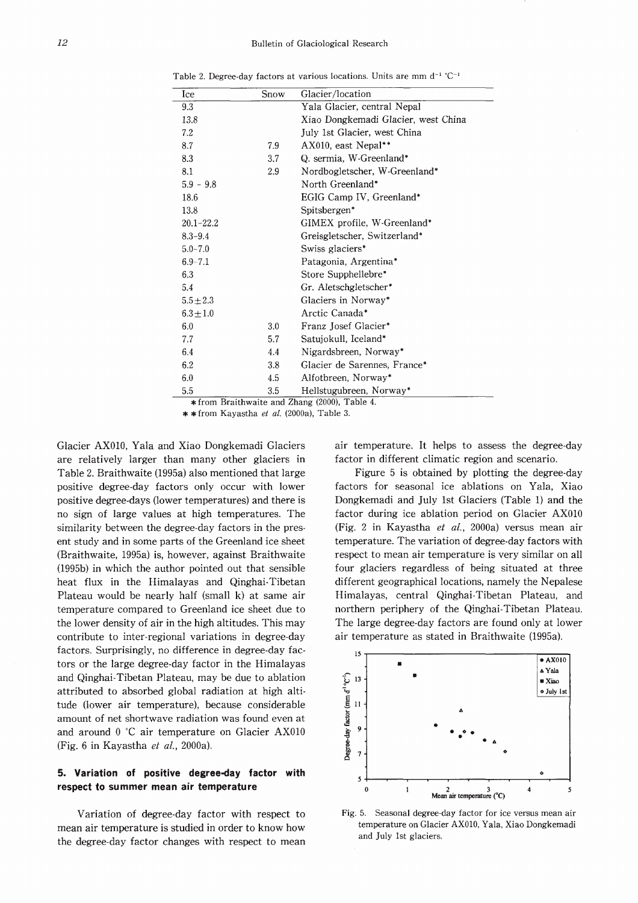Table 2. Degree-day factors at various locations. Units are mm $d^{-1}$ $^{\circ}C^{-1}$

| Ice | Snow | Glacier/location |
|---|---|---|
| 9.3 | | Yala Glacier, central Nepal |
| 13.8 | | Xiao Dongkemadi Glacier, west China |
| 7.2 | | July 1st Glacier, west China |
| 8.7 | 7.9 | AX010, east Nepal** |
| 8.3 | 3.7 | Q. sermia, W-Greenland* |
| 8.1 | 2.9 | Nordbogletscher, W-Greenland* |
| 5.9 - 9.8 | | North Greenland* |
| 18.6 | | EGIG Camp IV, Greenland* |
| 13.8 | | Spitsbergen* |
| 20.1–22.2 | | GIMEX profile, W-Greenland* |
| 8.3–9.4 | | Greisgletscher, Switzerland* |
| 5.0–7.0 | | Swiss glaciers* |
| 6.9–7.1 | | Patagonia, Argentina* |
| 6.3 | | Store Supphellebre* |
| 5.4 | | Gr. Aletschgletscher* |
| 5.5±2.3 | | Glaciers in Norway* |
| 6.3±1.0 | | Arctic Canada* |
| 6.0 | 3.0 | Franz Josef Glacier* |
| 7.7 | 5.7 | Satujokull, Iceland* |
| 6.4 | 4.4 | Nigardsbreen, Norway* |
| 6.2 | 3.8 | Glacier de Sarennes, France* |
| 6.0 | 4.5 | Alfotbreen, Norway* |
| 5.5 | 3.5 | Hellstugubreen, Norway* |

* from Braithwaite and Zhang (2000), Table 4.

** from Kayastha *et al.* (2000a), Table 3.

Glacier AX010, Yala and Xiao Dongkemadi Glaciers are relatively larger than many other glaciers in Table 2. Braithwaite (1995a) also mentioned that large positive degree-day factors only occur with lower positive degree-days (lower temperatures) and there is no sign of large values at high temperatures. The similarity between the degree-day factors in the present study and in some parts of the Greenland ice sheet (Braithwaite, 1995a) is, however, against Braithwaite (1995b) in which the author pointed out that sensible heat flux in the Himalayas and Qinghai-Tibetan Plateau would be nearly half (small k) at same air temperature compared to Greenland ice sheet due to the lower density of air in the high altitudes. This may contribute to inter-regional variations in degree-day factors. Surprisingly, no difference in degree-day factors or the large degree-day factor in the Himalayas and Qinghai-Tibetan Plateau, may be due to ablation attributed to absorbed global radiation at high altitude (lower air temperature), because considerable amount of net shortwave radiation was found even at and around 0 °C air temperature on Glacier AX010 (Fig. 6 in Kayastha *et al.*, 2000a).

## 5. Variation of positive degree-day factor with respect to summer mean air temperature

Variation of degree-day factor with respect to mean air temperature is studied in order to know how the degree-day factor changes with respect to mean air temperature. It helps to assess the degree-day factor in different climatic region and scenario.

Figure 5 is obtained by plotting the degree-day factors for seasonal ice ablations on Yala, Xiao Dongkemadi and July 1st Glaciers (Table 1) and the factor during ice ablation period on Glacier AX010 (Fig. 2 in Kayastha *et al.*, 2000a) versus mean air temperature. The variation of degree-day factors with respect to mean air temperature is very similar on all four glaciers regardless of being situated at three different geographical locations, namely the Nepalese Himalayas, central Qinghai-Tibetan Plateau, and northern periphery of the Qinghai-Tibetan Plateau. The large degree-day factors are found only at lower air temperature as stated in Braithwaite (1995a).

Fig. 5. Seasonal degree-day factor for ice versus mean air temperature on Glacier AX010, Yala, Xiao Dongkemadi and July 1st glaciers.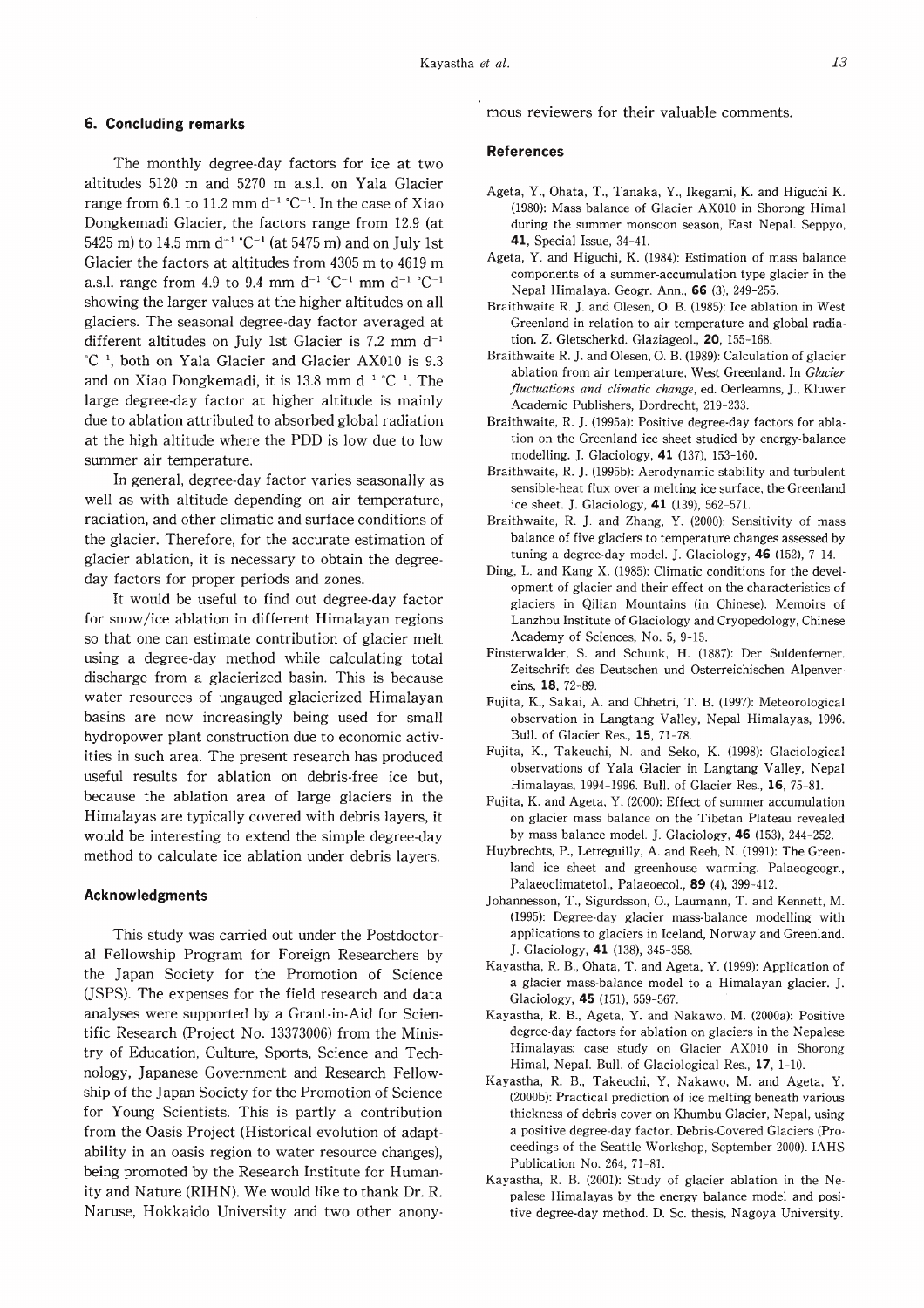## 6. Concluding remarks

The monthly degree-day factors for ice at two altitudes 5120 m and 5270 m a.s.l. on Yala Glacier range from 6.1 to 11.2 mm $d^{-1}$ °$C^{-1}$. In the case of Xiao Dongkemadi Glacier, the factors range from 12.9 (at 5425 m) to 14.5 mm $d^{-1}$ °$C^{-1}$ (at 5475 m) and on July 1st Glacier the factors at altitudes from 4305 m to 4619 m a.s.l. range from 4.9 to 9.4 mm $d^{-1}$ °$C^{-1}$ mm $d^{-1}$ °$C^{-1}$ showing the larger values at the higher altitudes on all glaciers. The seasonal degree-day factor averaged at different altitudes on July 1st Glacier is 7.2 mm $d^{-1}$ °$C^{-1}$, both on Yala Glacier and Glacier AX010 is 9.3 and on Xiao Dongkemadi, it is 13.8 mm $d^{-1}$ °$C^{-1}$. The large degree-day factor at higher altitude is mainly due to ablation attributed to absorbed global radiation at the high altitude where the PDD is low due to low summer air temperature.

In general, degree-day factor varies seasonally as well as with altitude depending on air temperature, radiation, and other climatic and surface conditions of the glacier. Therefore, for the accurate estimation of glacier ablation, it is necessary to obtain the degree-day factors for proper periods and zones.

It would be useful to find out degree-day factor for snow/ice ablation in different Himalayan regions so that one can estimate contribution of glacier melt using a degree-day method while calculating total discharge from a glacierized basin. This is because water resources of ungauged glacierized Himalayan basins are now increasingly being used for small hydropower plant construction due to economic activities in such area. The present research has produced useful results for ablation on debris-free ice but, because the ablation area of large glaciers in the Himalayas are typically covered with debris layers, it would be interesting to extend the simple degree-day method to calculate ice ablation under debris layers.

### Acknowledgments

This study was carried out under the Postdoctoral Fellowship Program for Foreign Researchers by the Japan Society for the Promotion of Science (JSPS). The expenses for the field research and data analyses were supported by a Grant-in-Aid for Scientific Research (Project No. 13373006) from the Ministry of Education, Culture, Sports, Science and Technology, Japanese Government and Research Fellowship of the Japan Society for the Promotion of Science for Young Scientists. This is partly a contribution from the Oasis Project (Historical evolution of adaptability in an oasis region to water resource changes), being promoted by the Research Institute for Humanity and Nature (RIHN). We would like to thank Dr. R. Naruse, Hokkaido University and two other anonymous reviewers for their valuable comments.

### References

Ageta, Y., Ohata, T., Tanaka, Y., Ikegami, K. and Higuchi K. (1980): Mass balance of Glacier AX010 in Shorong Himal during the summer monsoon season, East Nepal. Seppyo, **41**, Special Issue, 34-41.

Ageta, Y. and Higuchi, K. (1984): Estimation of mass balance components of a summer-accumulation type glacier in the Nepal Himalaya. Geogr. Ann., **66** (3), 249-255.

Braithwaite R. J. and Olesen, O. B. (1985): Ice ablation in West Greenland in relation to air temperature and global radiation. Z. Gletscherkd. Glaziageol., **20**, 155-168.

Braithwaite R. J. and Olesen, O. B. (1989): Calculation of glacier ablation from air temperature, West Greenland. In *Glacier fluctuations and climatic change*, ed. Oerleamns, J., Kluwer Academic Publishers, Dordrecht, 219-233.

Braithwaite, R. J. (1995a): Positive degree-day factors for ablation on the Greenland ice sheet studied by energy-balance modelling. J. Glaciology, **41** (137), 153-160.

Braithwaite, R. J. (1995b): Aerodynamic stability and turbulent sensible-heat flux over a melting ice surface, the Greenland ice sheet. J. Glaciology, **41** (139), 562-571.

Braithwaite, R. J. and Zhang, Y. (2000): Sensitivity of mass balance of five glaciers to temperature changes assessed by tuning a degree-day model. J. Glaciology, **46** (152), 7-14.

Ding, L. and Kang X. (1985): Climatic conditions for the development of glacier and their effect on the characteristics of glaciers in Qilian Mountains (in Chinese). Memoirs of Lanzhou Institute of Glaciology and Cryopedology, Chinese Academy of Sciences, No. 5, 9-15.

Finsterwalder, S. and Schunk, H. (1887): Der Suldenferner. Zeitschrift des Deutschen und Osterreichischen Alpenvereins, **18**, 72-89.

Fujita, K., Sakai, A. and Chhetri, T. B. (1997): Meteorological observation in Langtang Valley, Nepal Himalayas, 1996. Bull. of Glacier Res., **15**, 71-78.

Fujita, K., Takeuchi, N. and Seko, K. (1998): Glaciological observations of Yala Glacier in Langtang Valley, Nepal Himalayas, 1994-1996. Bull. of Glacier Res., **16**, 75-81.

Fujita, K. and Ageta, Y. (2000): Effect of summer accumulation on glacier mass balance on the Tibetan Plateau revealed by mass balance model. J. Glaciology, **46** (153), 244-252.

Huybrechts, P., Letreguilly, A. and Reeh, N. (1991): The Greenland ice sheet and greenhouse warming. Palaeogeogr., Palaeoclimatetol., Palaeoecol., **89** (4), 399-412.

Johannesson, T., Sigurdsson, O., Laumann, T. and Kennett, M. (1995): Degree-day glacier mass-balance modelling with applications to glaciers in Iceland, Norway and Greenland. J. Glaciology, **41** (138), 345-358.

Kayastha, R. B., Ohata, T. and Ageta, Y. (1999): Application of a glacier mass-balance model to a Himalayan glacier. J. Glaciology, **45** (151), 559-567.

Kayastha, R. B., Ageta, Y. and Nakawo, M. (2000a): Positive degree-day factors for ablation on glaciers in the Nepalese Himalayas: case study on Glacier AX010 in Shorong Himal, Nepal. Bull. of Glaciological Res., **17**, 1-10.

Kayastha, R. B., Takeuchi, Y, Nakawo, M. and Ageta, Y. (2000b): Practical prediction of ice melting beneath various thickness of debris cover on Khumbu Glacier, Nepal, using a positive degree-day factor. Debris-Covered Glaciers (Proceedings of the Seattle Workshop, September 2000). IAHS Publication No. 264, 71-81.

Kayastha, R. B. (2001): Study of glacier ablation in the Nepalese Himalayas by the energy balance model and positive degree-day method. D. Sc. thesis, Nagoya University.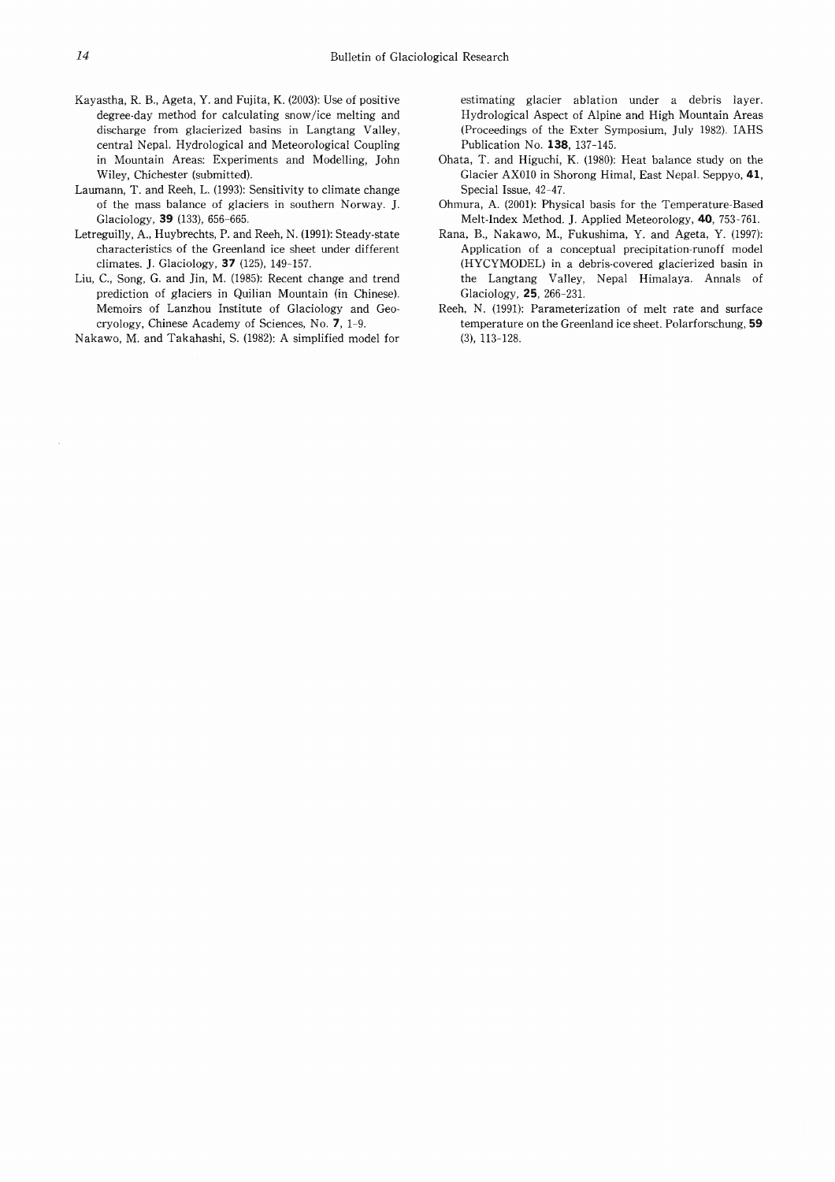Kayastha, R. B., Ageta, Y. and Fujita, K. (2003): Use of positive degree-day method for calculating snow/ice melting and discharge from glacierized basins in Langtang Valley, central Nepal. Hydrological and Meteorological Coupling in Mountain Areas: Experiments and Modelling, John Wiley, Chichester (submitted).

Laumann, T. and Reeh, L. (1993): Sensitivity to climate change of the mass balance of glaciers in southern Norway. J. Glaciology, **39** (133), 656–665.

Letreguilly, A., Huybrechts, P. and Reeh, N. (1991): Steady-state characteristics of the Greenland ice sheet under different climates. J. Glaciology, **37** (125), 149–157.

Liu, C., Song, G. and Jin, M. (1985): Recent change and trend prediction of glaciers in Quilian Mountain (in Chinese). Memoirs of Lanzhou Institute of Glaciology and Geocryology, Chinese Academy of Sciences, No. **7**, 1–9.

Nakawo, M. and Takahashi, S. (1982): A simplified model for estimating glacier ablation under a debris layer. Hydrological Aspect of Alpine and High Mountain Areas (Proceedings of the Exter Symposium, July 1982). IAHS Publication No. **138**, 137–145.

Ohata, T. and Higuchi, K. (1980): Heat balance study on the Glacier AX010 in Shorong Himal, East Nepal. Seppyo, **41**, Special Issue, 42–47.

Ohmura, A. (2001): Physical basis for the Temperature-Based Melt-Index Method. J. Applied Meteorology, **40**, 753–761.

Rana, B., Nakawo, M., Fukushima, Y. and Ageta, Y. (1997): Application of a conceptual precipitation-runoff model (HYCYMODEL) in a debris-covered glacierized basin in the Langtang Valley, Nepal Himalaya. Annals of Glaciology, **25**, 266–231.

Reeh, N. (1991): Parameterization of melt rate and surface temperature on the Greenland ice sheet. Polarforschung, **59** (3), 113–128.